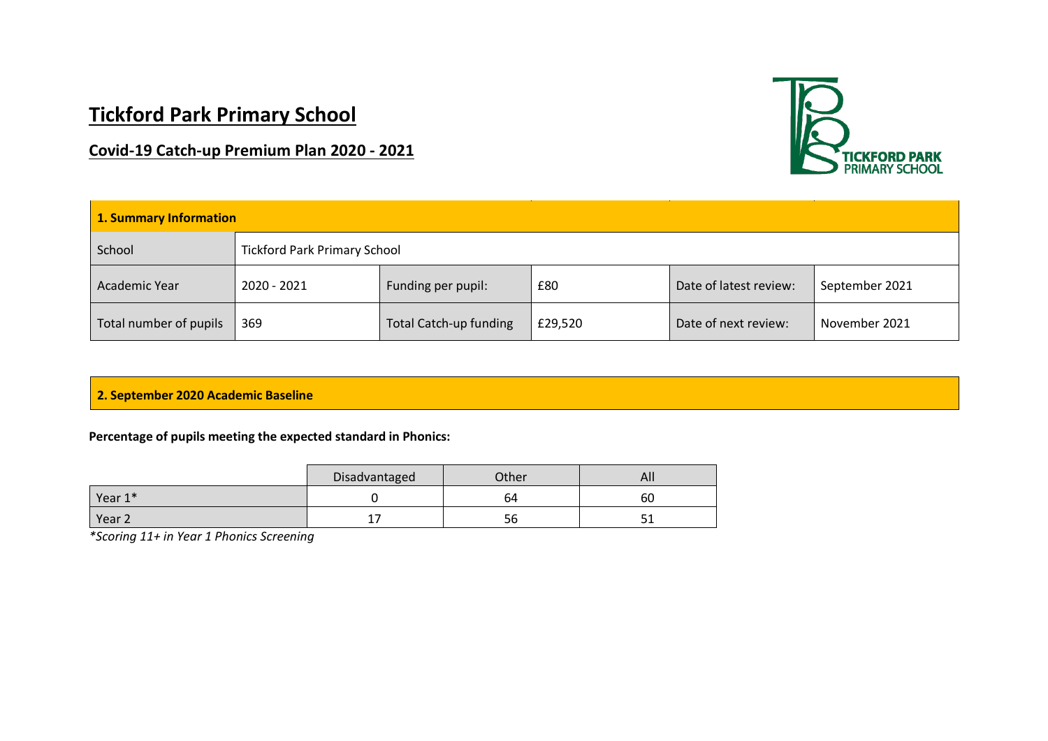# Tickford Park Primary School

## Covid-19 Catch-up Premium Plan 2020 - 2021

| 1. Summary Information | | | | | |
|---|---|---|---|---|---|
| School | Tickford Park Primary School | | | | |
| Academic Year | 2020 - 2021 | Funding per pupil: | £80 | Date of latest review: | September 2021 |
| Total number of pupils | 369 | Total Catch-up funding | £29,520 | Date of next review: | November 2021 |

| 2. September 2020 Academic Baseline |
|---|

**Percentage of pupils meeting the expected standard in Phonics:**

| | Disadvantaged | Other | All |
|---|---|---|---|
| Year 1* | 0 | 64 | 60 |
| Year 2 | 17 | 56 | 51 |

*\*Scoring 11+ in Year 1 Phonics Screening*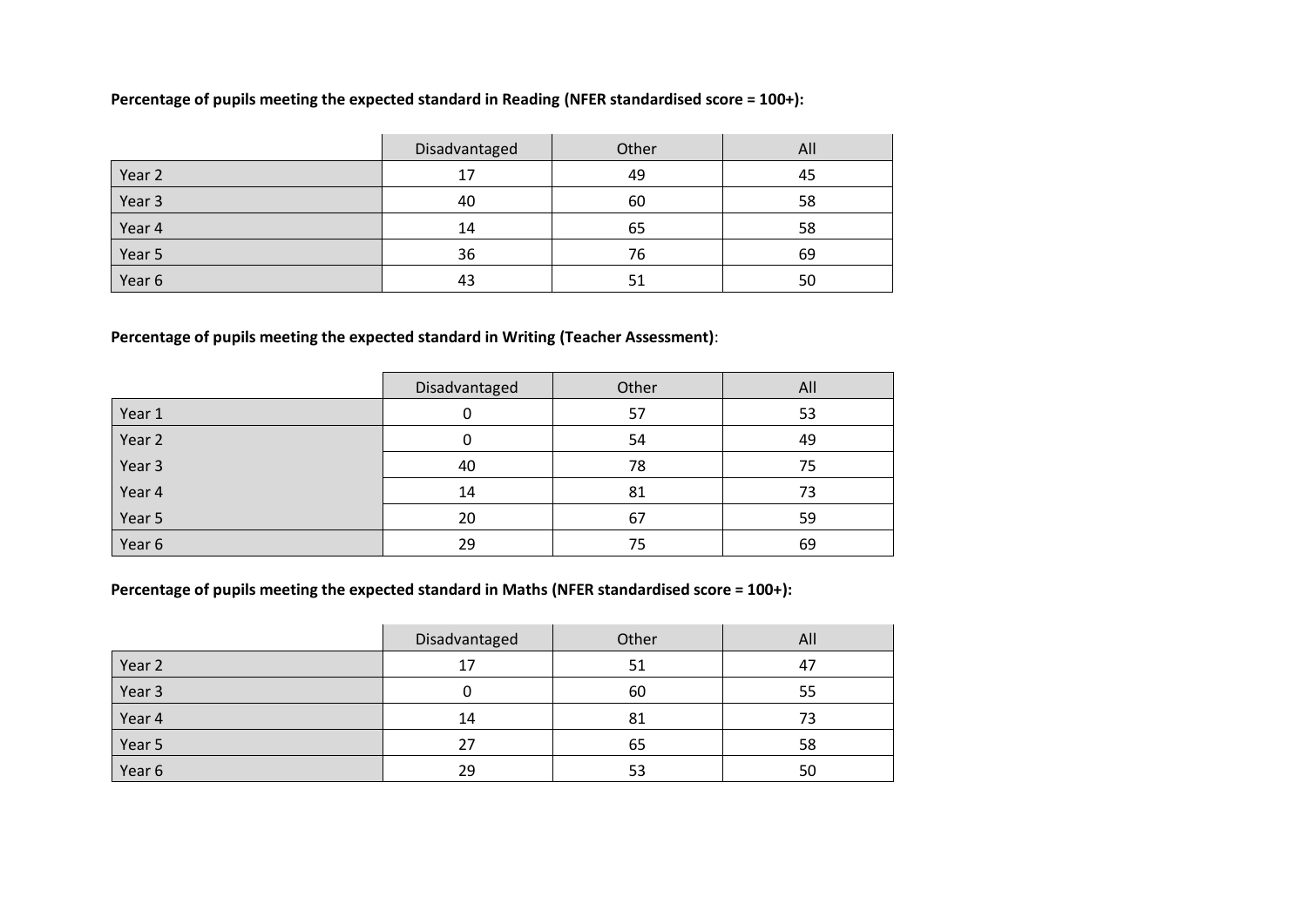**Percentage of pupils meeting the expected standard in Reading (NFER standardised score = 100+):**

| | Disadvantaged | Other | All |
|---|---|---|---|
| Year 2 | 17 | 49 | 45 |
| Year 3 | 40 | 60 | 58 |
| Year 4 | 14 | 65 | 58 |
| Year 5 | 36 | 76 | 69 |
| Year 6 | 43 | 51 | 50 |

**Percentage of pupils meeting the expected standard in Writing (Teacher Assessment)**:

| | Disadvantaged | Other | All |
|---|---|---|---|
| Year 1 | 0 | 57 | 53 |
| Year 2 | 0 | 54 | 49 |
| Year 3 | 40 | 78 | 75 |
| Year 4 | 14 | 81 | 73 |
| Year 5 | 20 | 67 | 59 |
| Year 6 | 29 | 75 | 69 |

**Percentage of pupils meeting the expected standard in Maths (NFER standardised score = 100+):**

| | Disadvantaged | Other | All |
|---|---|---|---|
| Year 2 | 17 | 51 | 47 |
| Year 3 | 0 | 60 | 55 |
| Year 4 | 14 | 81 | 73 |
| Year 5 | 27 | 65 | 58 |
| Year 6 | 29 | 53 | 50 |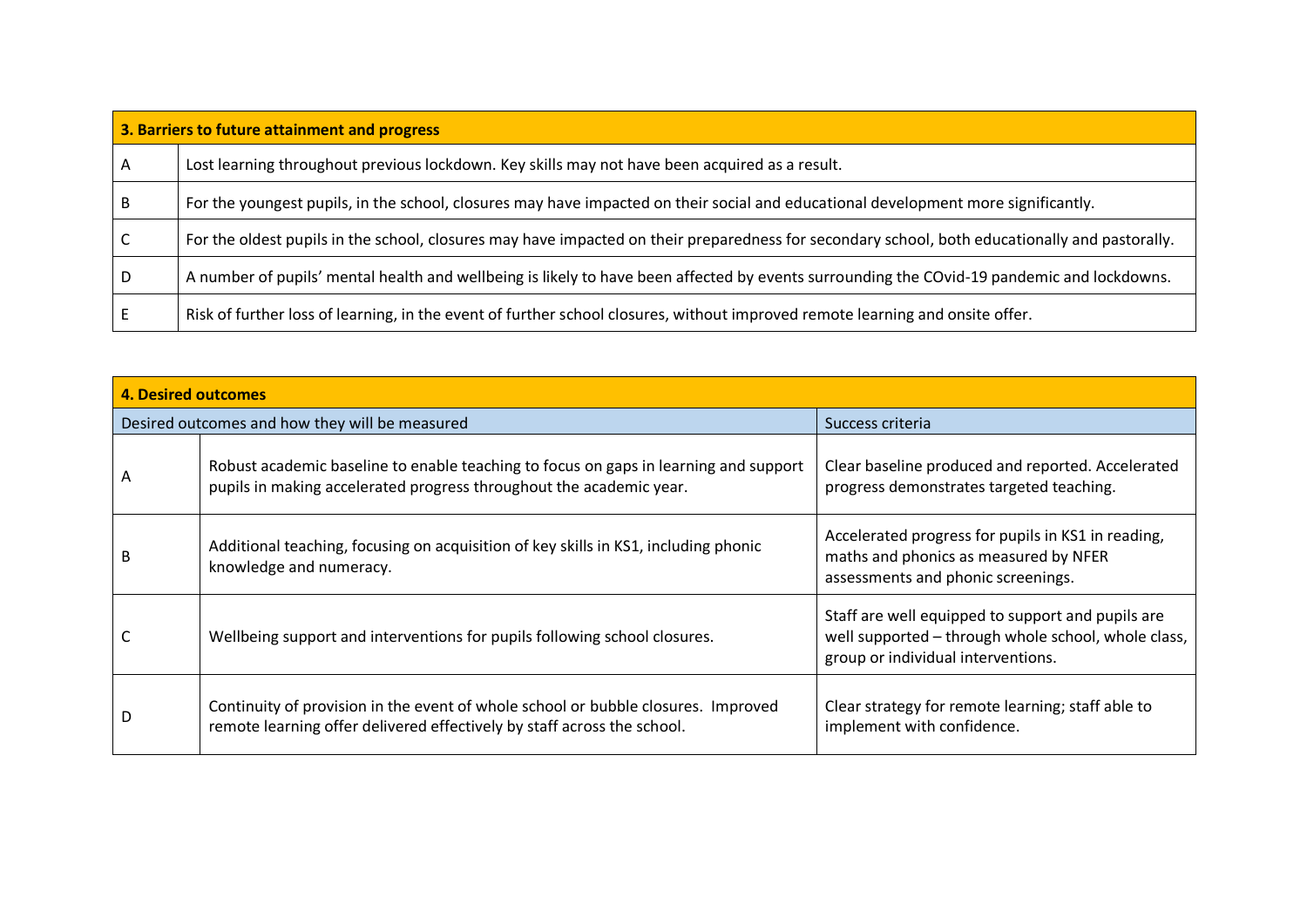| 3. Barriers to future attainment and progress | |
|---|---|
| A | Lost learning throughout previous lockdown. Key skills may not have been acquired as a result. |
| B | For the youngest pupils, in the school, closures may have impacted on their social and educational development more significantly. |
| C | For the oldest pupils in the school, closures may have impacted on their preparedness for secondary school, both educationally and pastorally. |
| D | A number of pupils' mental health and wellbeing is likely to have been affected by events surrounding the COvid-19 pandemic and lockdowns. |
| E | Risk of further loss of learning, in the event of further school closures, without improved remote learning and onsite offer. |

| 4. Desired outcomes | | |
|---|---|---|
| Desired outcomes and how they will be measured | | Success criteria |
| A | Robust academic baseline to enable teaching to focus on gaps in learning and support pupils in making accelerated progress throughout the academic year. | Clear baseline produced and reported. Accelerated progress demonstrates targeted teaching. |
| B | Additional teaching, focusing on acquisition of key skills in KS1, including phonic knowledge and numeracy. | Accelerated progress for pupils in KS1 in reading, maths and phonics as measured by NFER assessments and phonic screenings. |
| C | Wellbeing support and interventions for pupils following school closures. | Staff are well equipped to support and pupils are well supported – through whole school, whole class, group or individual interventions. |
| D | Continuity of provision in the event of whole school or bubble closures. Improved remote learning offer delivered effectively by staff across the school. | Clear strategy for remote learning; staff able to implement with confidence. |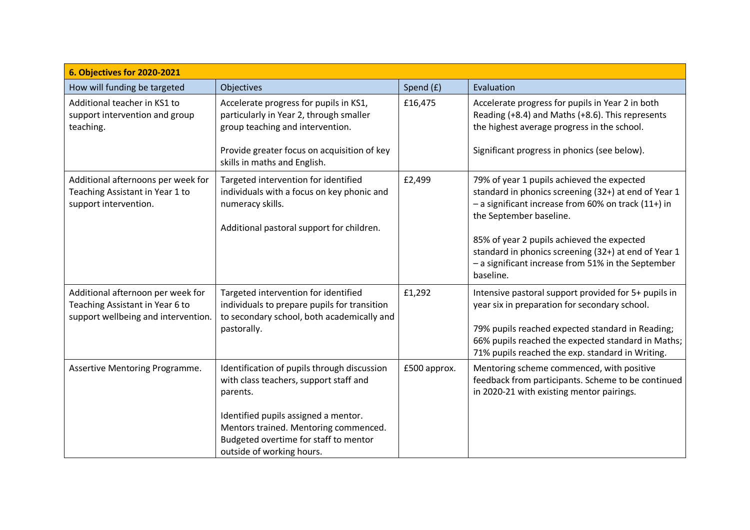| 6. Objectives for 2020-2021 | | | |
|---|---|---|---|
| How will funding be targeted | Objectives | Spend (£) | Evaluation |
| Additional teacher in KS1 to support intervention and group teaching. | Accelerate progress for pupils in KS1, particularly in Year 2, through smaller group teaching and intervention.<br><br>Provide greater focus on acquisition of key skills in maths and English. | £16,475 | Accelerate progress for pupils in Year 2 in both Reading (+8.4) and Maths (+8.6). This represents the highest average progress in the school.<br><br>Significant progress in phonics (see below). |
| Additional afternoons per week for Teaching Assistant in Year 1 to support intervention. | Targeted intervention for identified individuals with a focus on key phonic and numeracy skills.<br><br>Additional pastoral support for children. | £2,499 | 79% of year 1 pupils achieved the expected standard in phonics screening (32+) at end of Year 1 – a significant increase from 60% on track (11+) in the September baseline.<br><br>85% of year 2 pupils achieved the expected standard in phonics screening (32+) at end of Year 1 – a significant increase from 51% in the September baseline. |
| Additional afternoon per week for Teaching Assistant in Year 6 to support wellbeing and intervention. | Targeted intervention for identified individuals to prepare pupils for transition to secondary school, both academically and pastorally. | £1,292 | Intensive pastoral support provided for 5+ pupils in year six in preparation for secondary school.<br><br>79% pupils reached expected standard in Reading; 66% pupils reached the expected standard in Maths; 71% pupils reached the exp. standard in Writing. |
| Assertive Mentoring Programme. | Identification of pupils through discussion with class teachers, support staff and parents.<br><br>Identified pupils assigned a mentor. Mentors trained. Mentoring commenced. Budgeted overtime for staff to mentor outside of working hours. | £500 approx. | Mentoring scheme commenced, with positive feedback from participants. Scheme to be continued in 2020-21 with existing mentor pairings. |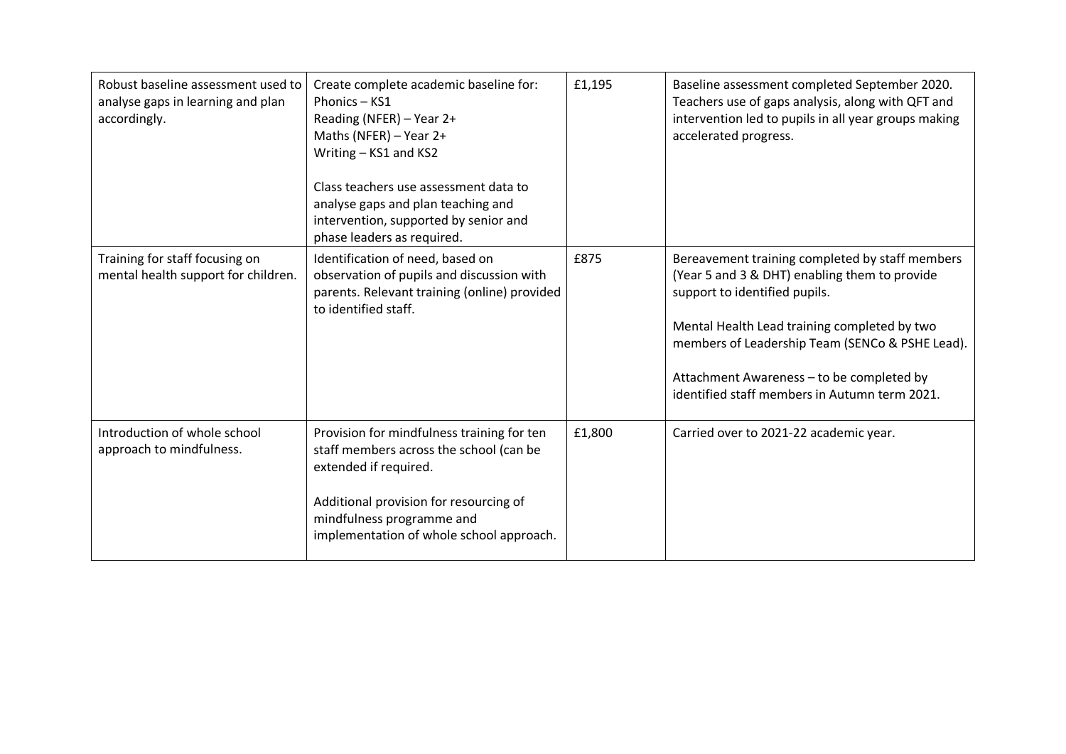| | | | |
|---|---|---|---|
| Robust baseline assessment used to analyse gaps in learning and plan accordingly. | Create complete academic baseline for:<br>Phonics – KS1<br>Reading (NFER) – Year 2+<br>Maths (NFER) – Year 2+<br>Writing – KS1 and KS2<br><br>Class teachers use assessment data to analyse gaps and plan teaching and intervention, supported by senior and phase leaders as required. | £1,195 | Baseline assessment completed September 2020. Teachers use of gaps analysis, along with QFT and intervention led to pupils in all year groups making accelerated progress. |
| Training for staff focusing on mental health support for children. | Identification of need, based on observation of pupils and discussion with parents. Relevant training (online) provided to identified staff. | £875 | Bereavement training completed by staff members (Year 5 and 3 & DHT) enabling them to provide support to identified pupils.<br><br>Mental Health Lead training completed by two members of Leadership Team (SENCo & PSHE Lead).<br><br>Attachment Awareness – to be completed by identified staff members in Autumn term 2021. |
| Introduction of whole school approach to mindfulness. | Provision for mindfulness training for ten staff members across the school (can be extended if required.<br><br>Additional provision for resourcing of mindfulness programme and implementation of whole school approach. | £1,800 | Carried over to 2021-22 academic year. |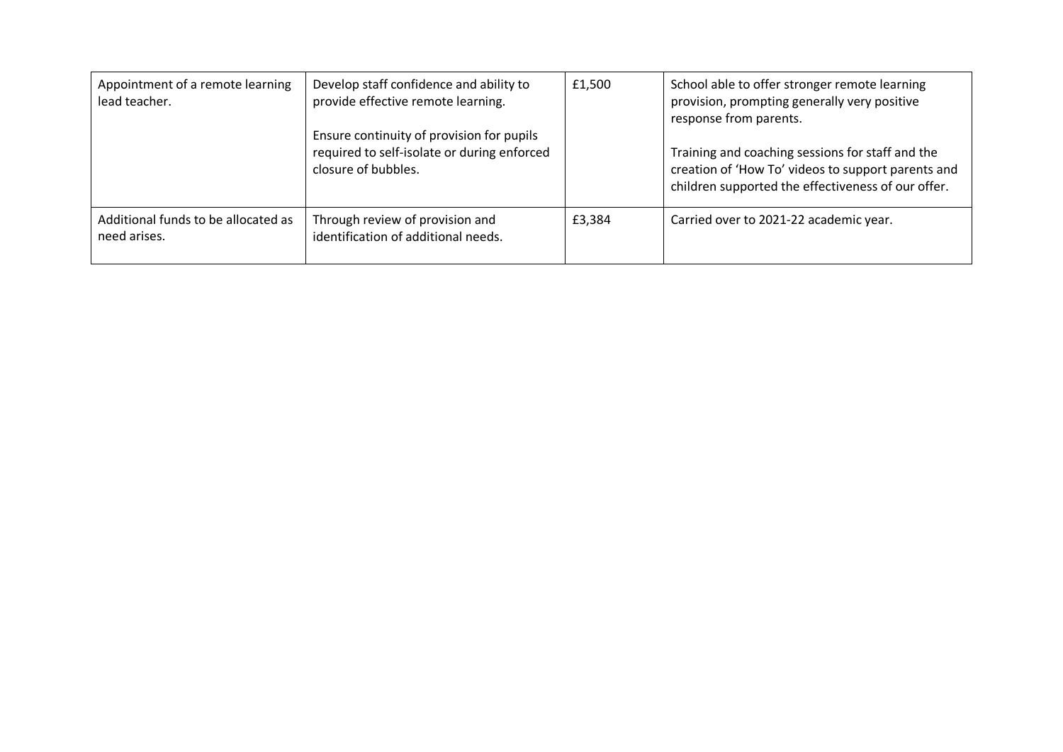| | | | |
|---|---|---|---|
| Appointment of a remote learning lead teacher. | Develop staff confidence and ability to provide effective remote learning.<br><br>Ensure continuity of provision for pupils required to self-isolate or during enforced closure of bubbles. | £1,500 | School able to offer stronger remote learning provision, prompting generally very positive response from parents.<br><br>Training and coaching sessions for staff and the creation of 'How To' videos to support parents and children supported the effectiveness of our offer. |
| Additional funds to be allocated as need arises. | Through review of provision and identification of additional needs. | £3,384 | Carried over to 2021-22 academic year. |